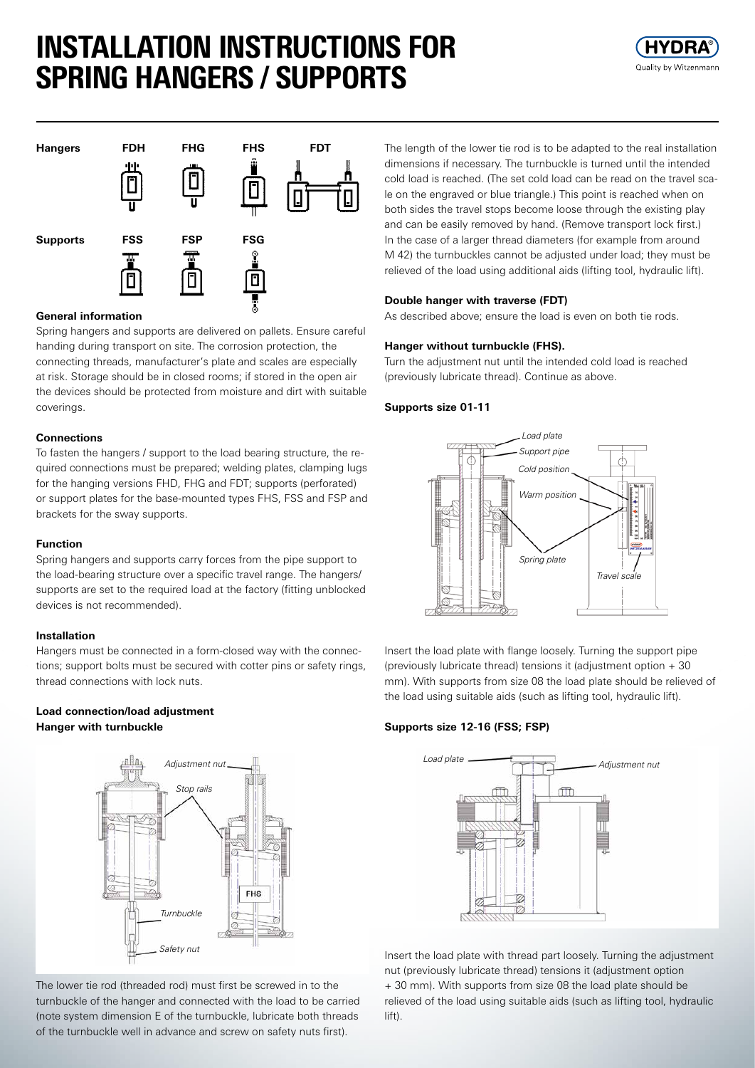# INSTALLATION INSTRUCTIONS FOR SPRING HANGERS / SUPPORTS

**Hangers** FDH FHG FHS FDT

**Supports** FSS FSP FSG

### General information

Spring hangers and supports are delivered on pallets. Ensure careful handing during transport on site. The corrosion protection, the connecting threads, manufacturer's plate and scales are especially at risk. Storage should be in closed rooms; if stored in the open air the devices should be protected from moisture and dirt with suitable coverings.

### Connections

To fasten the hangers / support to the load bearing structure, the required connections must be prepared; welding plates, clamping lugs for the hanging versions FHD, FHG and FDT; supports (perforated) or support plates for the base-mounted types FHS, FSS and FSP and brackets for the sway supports.

### Function

Spring hangers and supports carry forces from the pipe support to the load-bearing structure over a specific travel range. The hangers/ supports are set to the required load at the factory (fitting unblocked devices is not recommended).

### Installation

Hangers must be connected in a form-closed way with the connections; support bolts must be secured with cotter pins or safety rings, thread connections with lock nuts.

### Load connection/load adjustment
### Hanger with turnbuckle

*Adjustment nut* *Stop rails* *Turnbuckle* *Safety nut* FHS

The lower tie rod (threaded rod) must first be screwed in to the turnbuckle of the hanger and connected with the load to be carried (note system dimension E of the turnbuckle, lubricate both threads of the turnbuckle well in advance and screw on safety nuts first).

The length of the lower tie rod is to be adapted to the real installation dimensions if necessary. The turnbuckle is turned until the intended cold load is reached. (The set cold load can be read on the travel scale on the engraved or blue triangle.) This point is reached when on both sides the travel stops become loose through the existing play and can be easily removed by hand. (Remove transport lock first.) In the case of a larger thread diameters (for example from around M 42) the turnbuckles cannot be adjusted under load; they must be relieved of the load using additional aids (lifting tool, hydraulic lift).

### Double hanger with traverse (FDT)

As described above; ensure the load is even on both tie rods.

### Hanger without turnbuckle (FHS).

Turn the adjustment nut until the intended cold load is reached (previously lubricate thread). Continue as above.

### Supports size 01-11

*Load plate* *Support pipe* *Cold position* *Warm position* *Spring plate* *Travel scale*

Insert the load plate with flange loosely. Turning the support pipe (previously lubricate thread) tensions it (adjustment option + 30 mm). With supports from size 08 the load plate should be relieved of the load using suitable aids (such as lifting tool, hydraulic lift).

### Supports size 12-16 (FSS; FSP)

*Load plate* *Adjustment nut*

Insert the load plate with thread part loosely. Turning the adjustment nut (previously lubricate thread) tensions it (adjustment option + 30 mm). With supports from size 08 the load plate should be relieved of the load using suitable aids (such as lifting tool, hydraulic lift).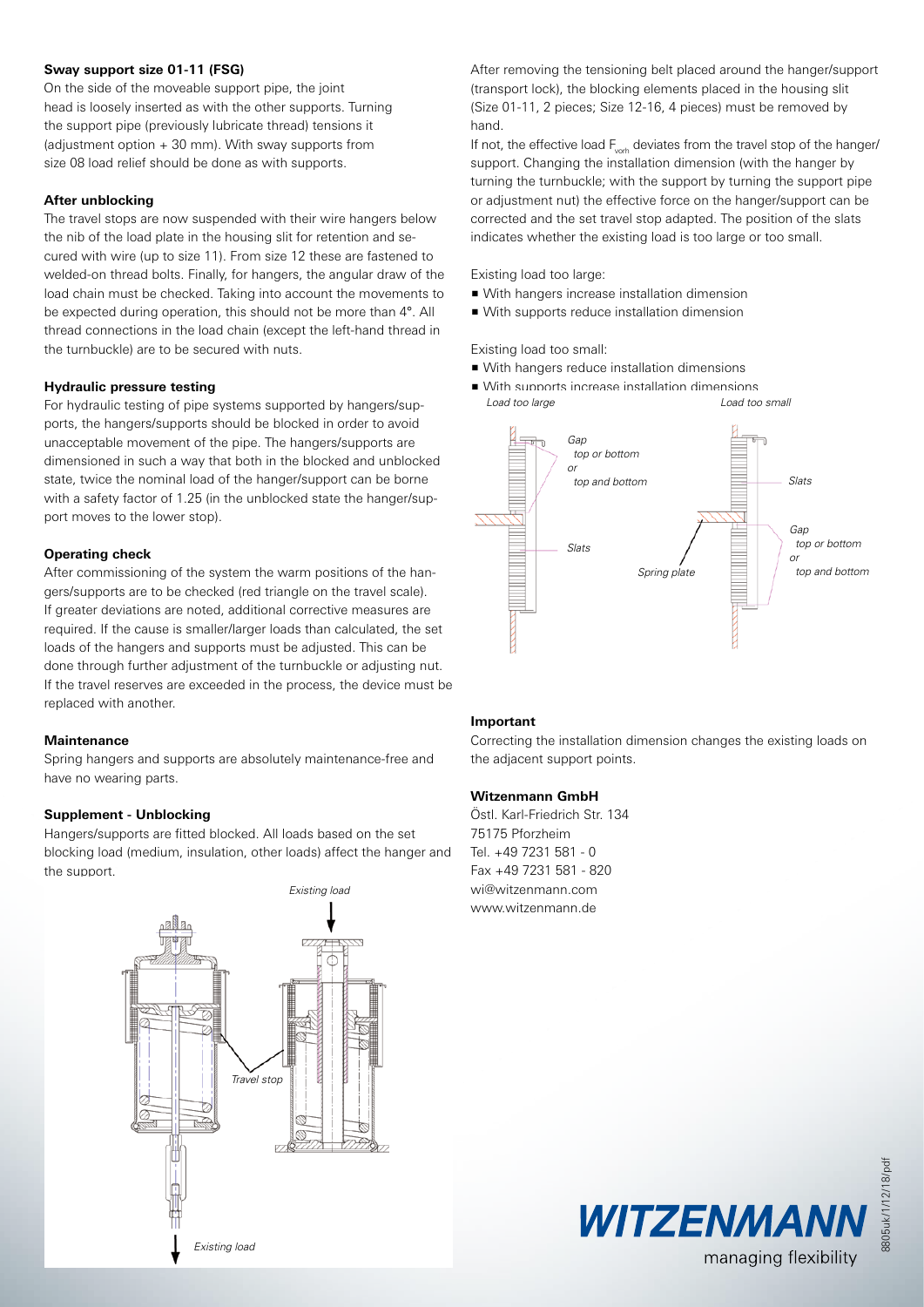### Sway support size 01-11 (FSG)

On the side of the moveable support pipe, the joint head is loosely inserted as with the other supports. Turning the support pipe (previously lubricate thread) tensions it (adjustment option + 30 mm). With sway supports from size 08 load relief should be done as with supports.

### After unblocking

The travel stops are now suspended with their wire hangers below the nib of the load plate in the housing slit for retention and secured with wire (up to size 11). From size 12 these are fastened to welded-on thread bolts. Finally, for hangers, the angular draw of the load chain must be checked. Taking into account the movements to be expected during operation, this should not be more than 4°. All thread connections in the load chain (except the left-hand thread in the turnbuckle) are to be secured with nuts.

### Hydraulic pressure testing

For hydraulic testing of pipe systems supported by hangers/supports, the hangers/supports should be blocked in order to avoid unacceptable movement of the pipe. The hangers/supports are dimensioned in such a way that both in the blocked and unblocked state, twice the nominal load of the hanger/support can be borne with a safety factor of 1.25 (in the unblocked state the hanger/support moves to the lower stop).

### Operating check

After commissioning of the system the warm positions of the hangers/supports are to be checked (red triangle on the travel scale). If greater deviations are noted, additional corrective measures are required. If the cause is smaller/larger loads than calculated, the set loads of the hangers and supports must be adjusted. This can be done through further adjustment of the turnbuckle or adjusting nut. If the travel reserves are exceeded in the process, the device must be replaced with another.

### Maintenance

Spring hangers and supports are absolutely maintenance-free and have no wearing parts.

### Supplement - Unblocking

Hangers/supports are fitted blocked. All loads based on the set blocking load (medium, insulation, other loads) affect the hanger and the support.

Existing load

Travel stop

Existing load

After removing the tensioning belt placed around the hanger/support (transport lock), the blocking elements placed in the housing slit (Size 01-11, 2 pieces; Size 12-16, 4 pieces) must be removed by hand.

If not, the effective load $F_{vorh}$ deviates from the travel stop of the hanger/support. Changing the installation dimension (with the hanger by turning the turnbuckle; with the support by turning the support pipe or adjustment nut) the effective force on the hanger/support can be corrected and the set travel stop adapted. The position of the slats indicates whether the existing load is too large or too small.

Existing load too large:

- With hangers increase installation dimension
- With supports reduce installation dimension

Existing load too small:

- With hangers reduce installation dimensions
- With supports increase installation dimensions

Load too large

Load too small

Gap
top or bottom
or
top and bottom

Slats

Slats

Spring plate

Gap
top or bottom
or
top and bottom

### Important

Correcting the installation dimension changes the existing loads on the adjacent support points.

**Witzenmann GmbH**
Östl. Karl-Friedrich Str. 134
75175 Pforzheim
Tel. +49 7231 581 - 0
Fax +49 7231 581 - 820
wi@witzenmann.com
www.witzenmann.de

WITZENMANN
managing flexibility

8805uk/1/12/18/pdf